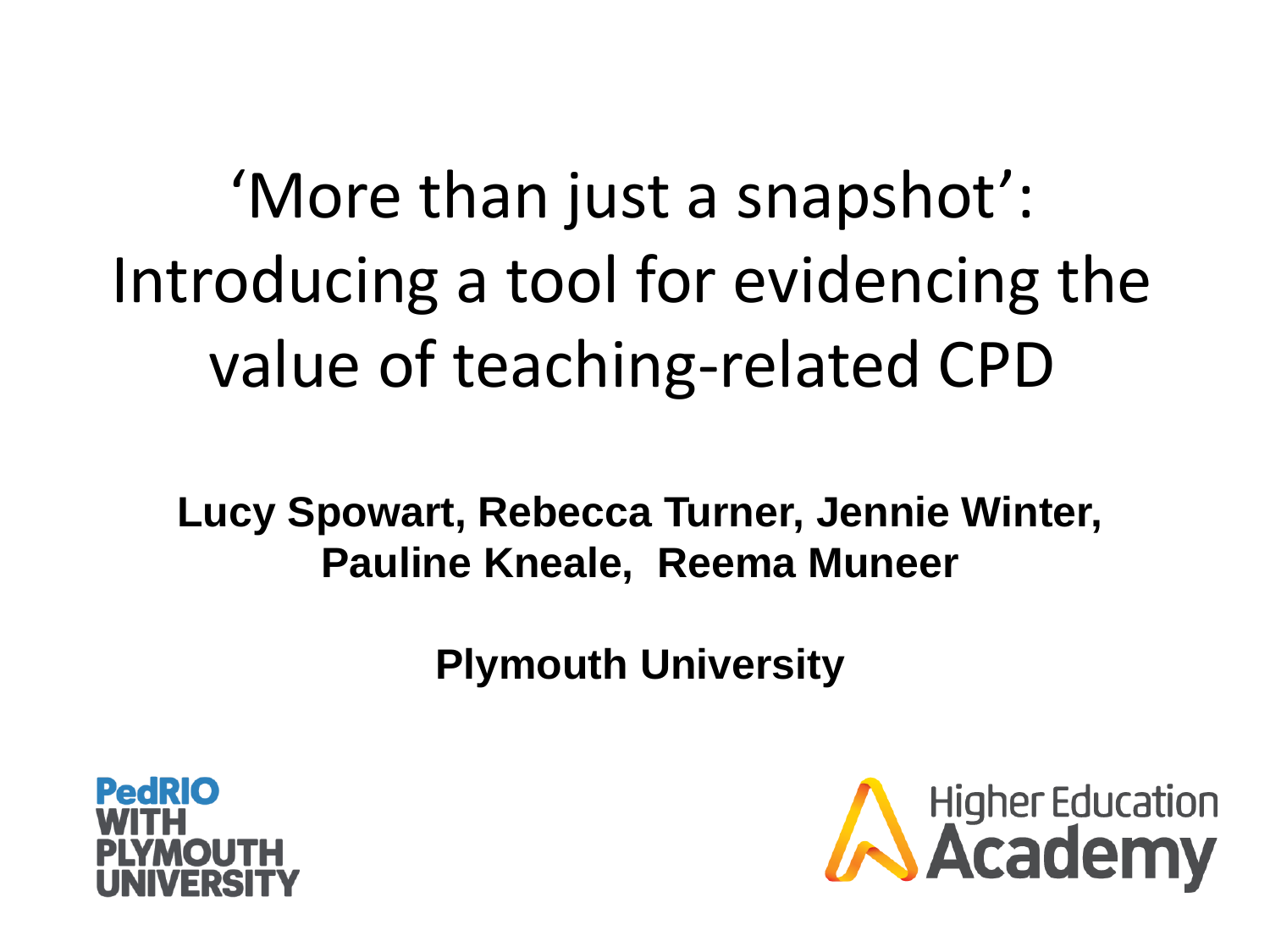# ‘More than just a snapshot’: Introducing a tool for evidencing the value of teaching-related CPD

**Lucy Spowart, Rebecca Turner, Jennie Winter, Pauline Kneale, Reema Muneer**

**Plymouth University**

PedRIO WITH PLYMOUTH UNIVERSITY

Higher Education Academy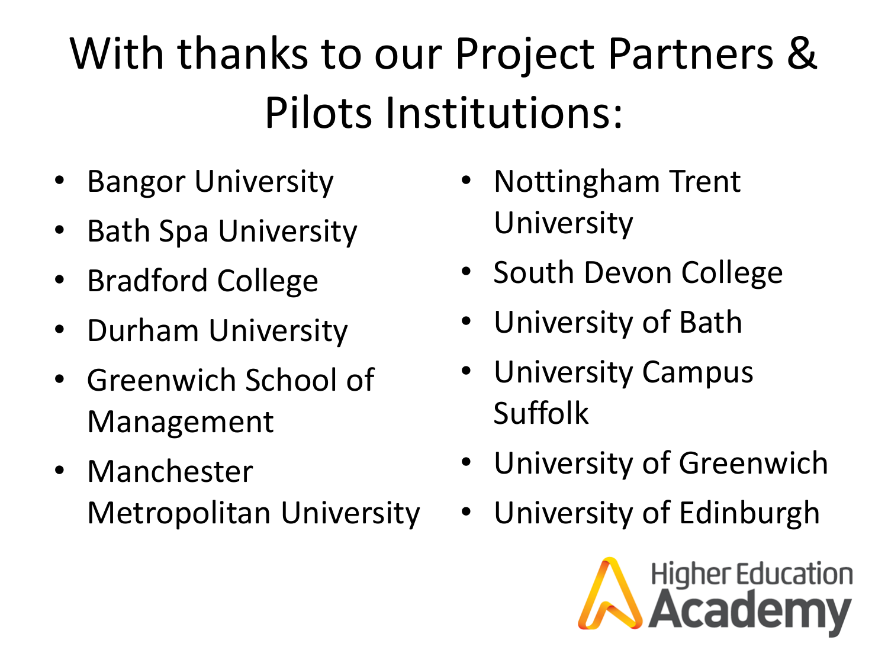# With thanks to our Project Partners & Pilots Institutions:

- Bangor University
- Bath Spa University
- Bradford College
- Durham University
- Greenwich School of Management
- Manchester Metropolitan University
- Nottingham Trent University
- South Devon College
- University of Bath
- University Campus Suffolk
- University of Greenwich
- University of Edinburgh

Higher Education Academy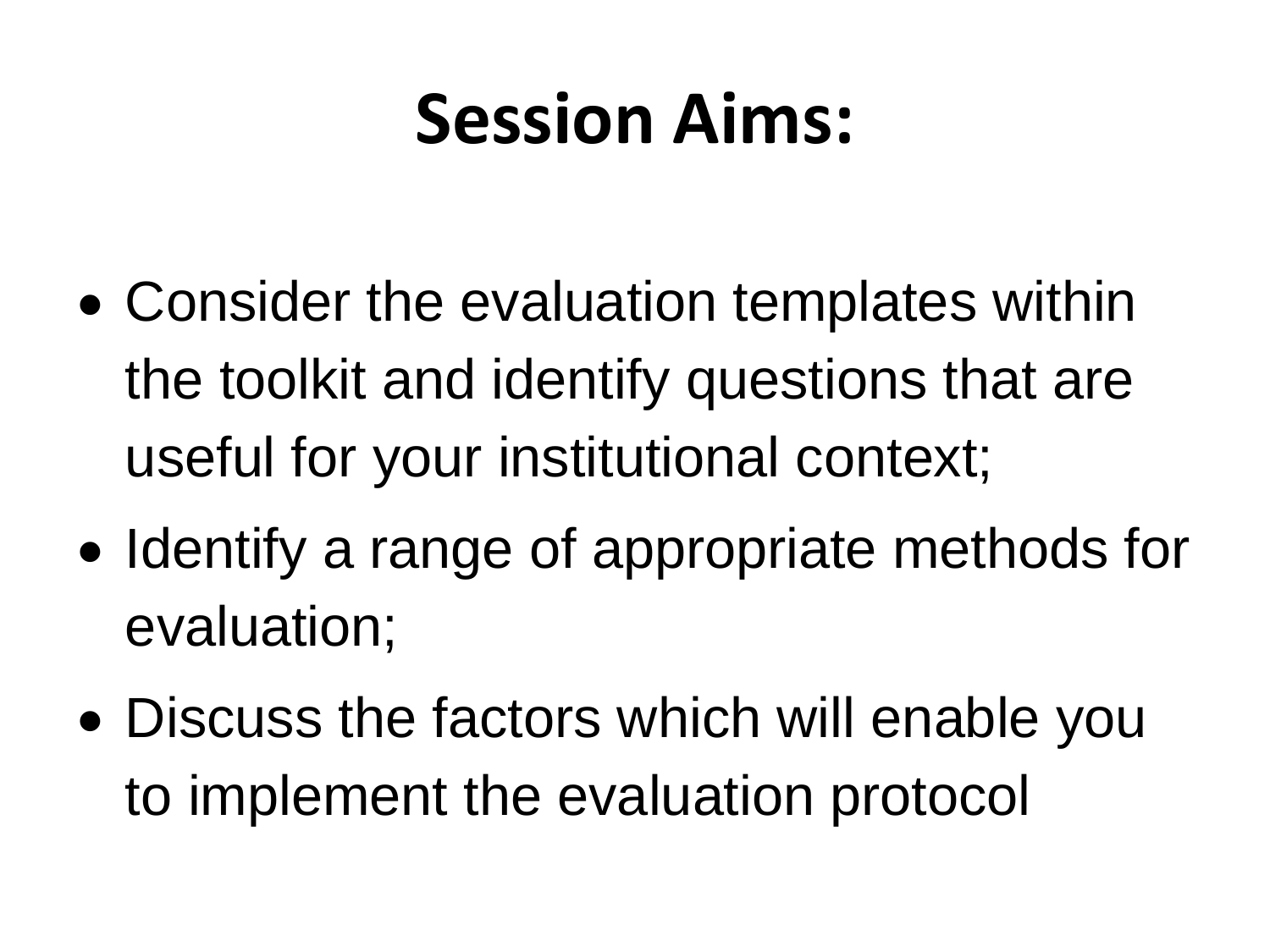# Session Aims:

- Consider the evaluation templates within the toolkit and identify questions that are useful for your institutional context;
- Identify a range of appropriate methods for evaluation;
- Discuss the factors which will enable you to implement the evaluation protocol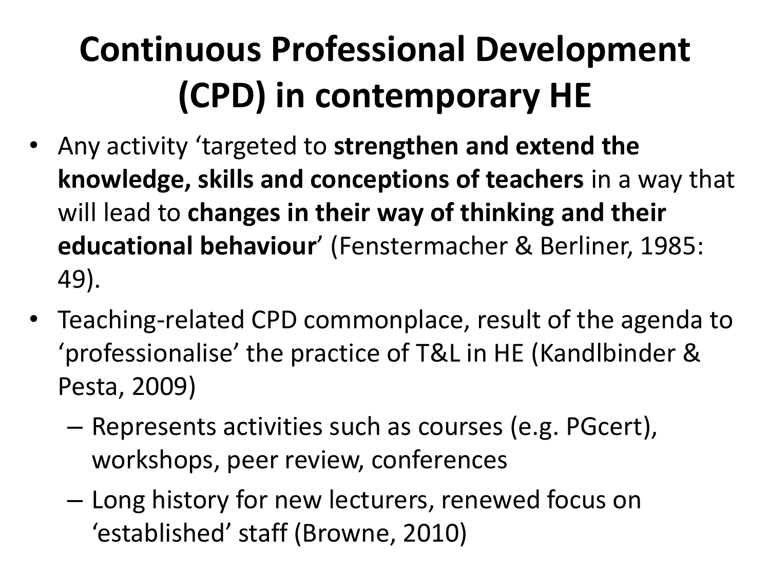# Continuous Professional Development (CPD) in contemporary HE

- Any activity 'targeted to **strengthen and extend the knowledge, skills and conceptions of teachers** in a way that will lead to **changes in their way of thinking and their educational behaviour**' (Fenstermacher & Berliner, 1985: 49).
- Teaching-related CPD commonplace, result of the agenda to 'professionalise' the practice of T&L in HE (Kandlbinder & Pesta, 2009)
  - Represents activities such as courses (e.g. PGcert), workshops, peer review, conferences
  - Long history for new lecturers, renewed focus on 'established' staff (Browne, 2010)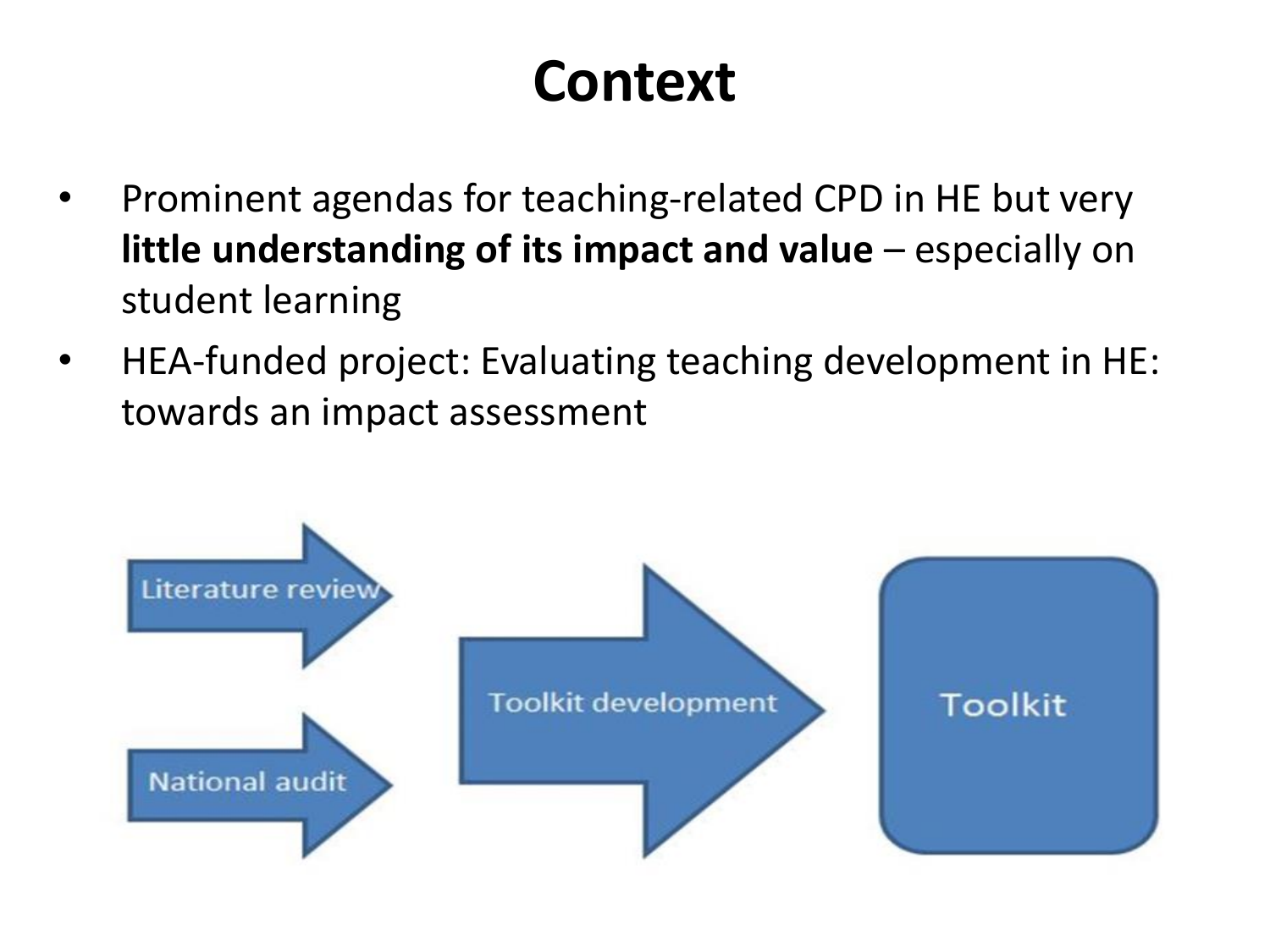# Context

- Prominent agendas for teaching-related CPD in HE but very **little understanding of its impact and value** – especially on student learning
- HEA-funded project: Evaluating teaching development in HE: towards an impact assessment

Literature review

National audit

Toolkit development

Toolkit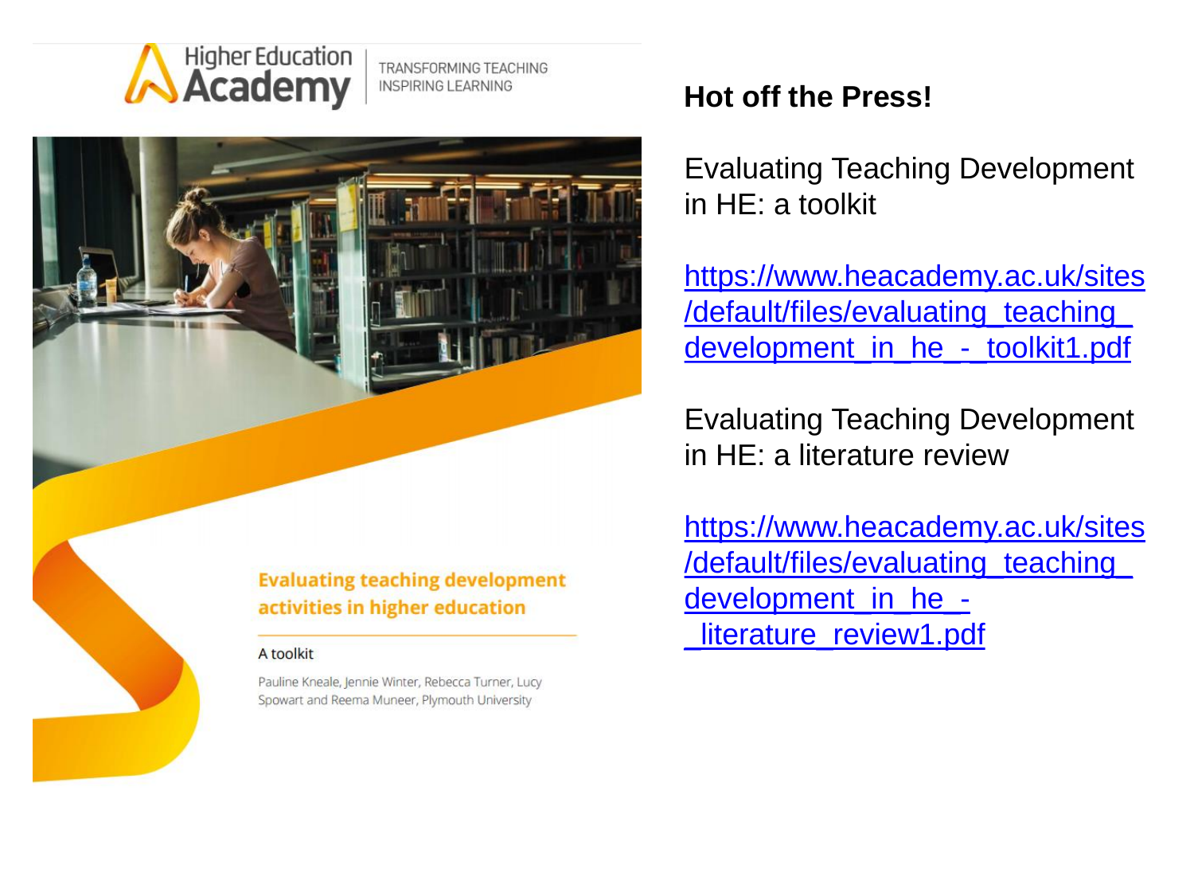Higher Education Academy

TRANSFORMING TEACHING INSPIRING LEARNING

**Evaluating teaching development activities in higher education**

A toolkit

Pauline Kneale, Jennie Winter, Rebecca Turner, Lucy Spowart and Reema Muneer, Plymouth University

**Hot off the Press!**

Evaluating Teaching Development in HE: a toolkit

https://www.heacademy.ac.uk/sites/default/files/evaluating_teaching_development_in_he_-_toolkit1.pdf

Evaluating Teaching Development in HE: a literature review

https://www.heacademy.ac.uk/sites/default/files/evaluating_teaching_development_in_he_-_literature_review1.pdf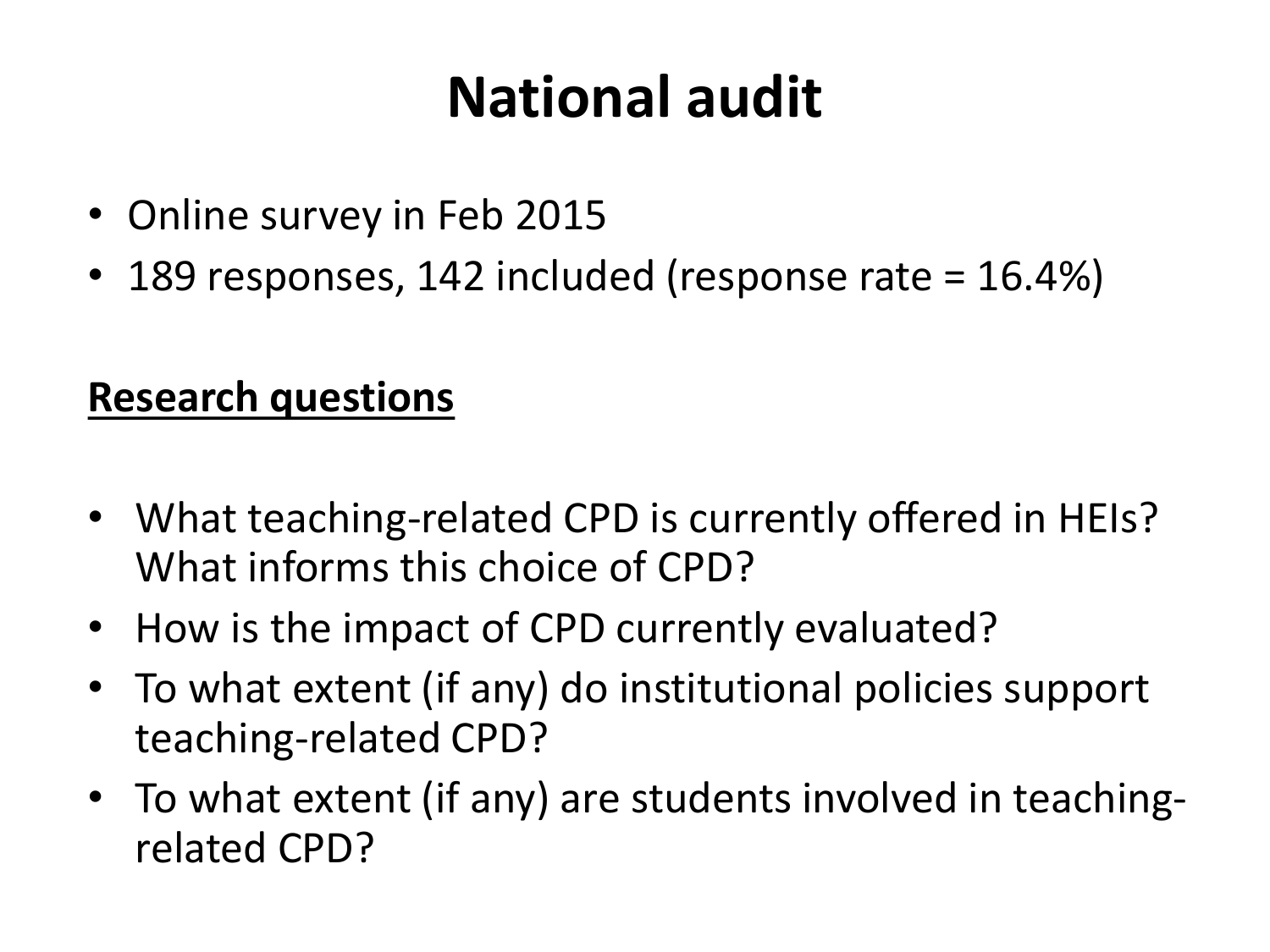# National audit

- Online survey in Feb 2015
- 189 responses, 142 included (response rate = 16.4%)

**Research questions**

- What teaching-related CPD is currently offered in HEIs? What informs this choice of CPD?
- How is the impact of CPD currently evaluated?
- To what extent (if any) do institutional policies support teaching-related CPD?
- To what extent (if any) are students involved in teaching-related CPD?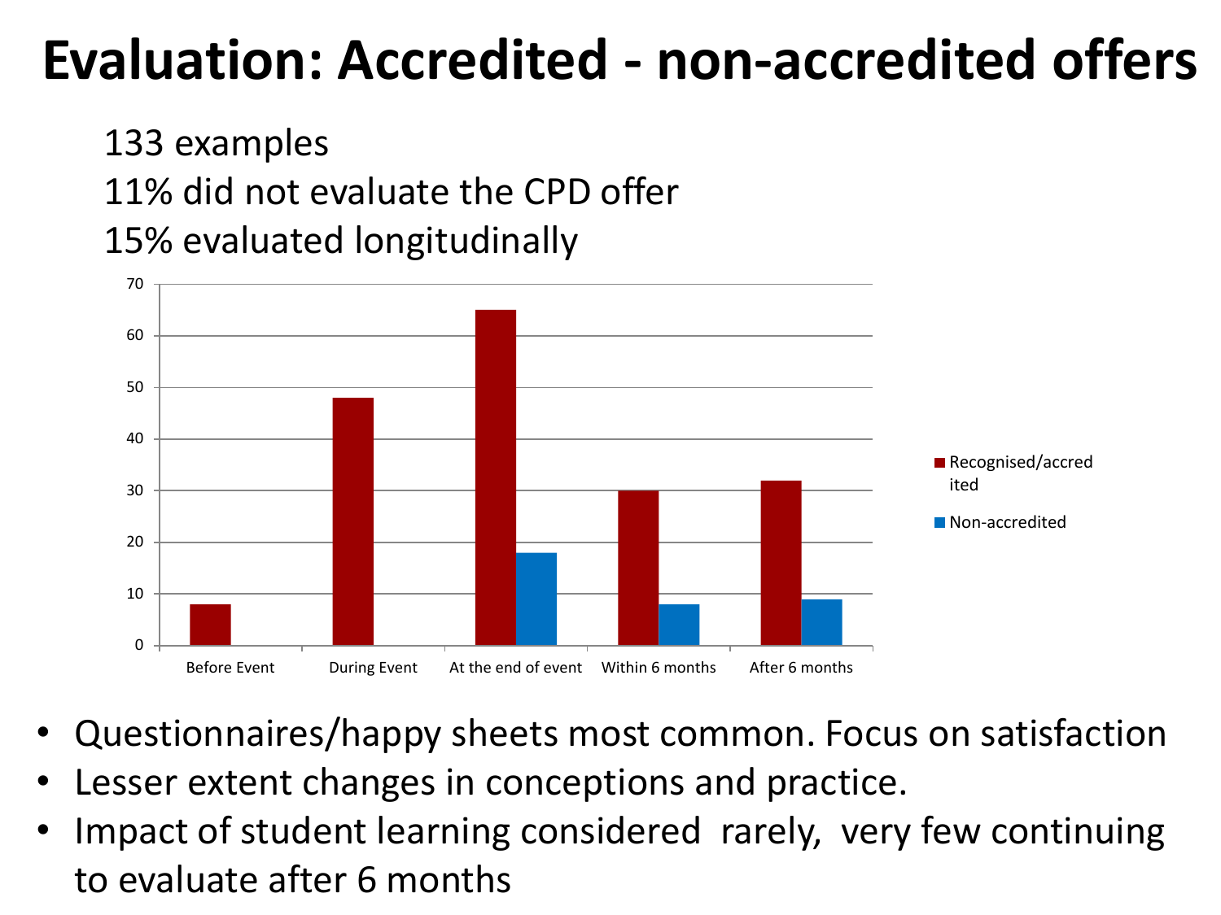# Evaluation: Accredited - non-accredited offers

133 examples

11% did not evaluate the CPD offer

15% evaluated longitudinally

| | Recognised/accredited | Non-accredited |
|---|---|---|
| Before Event | 8 | |
| During Event | 48 | |
| At the end of event | 65 | 18 |
| Within 6 months | 30 | 8 |
| After 6 months | 32 | 9 |

- Questionnaires/happy sheets most common. Focus on satisfaction
- Lesser extent changes in conceptions and practice.
- Impact of student learning considered rarely, very few continuing to evaluate after 6 months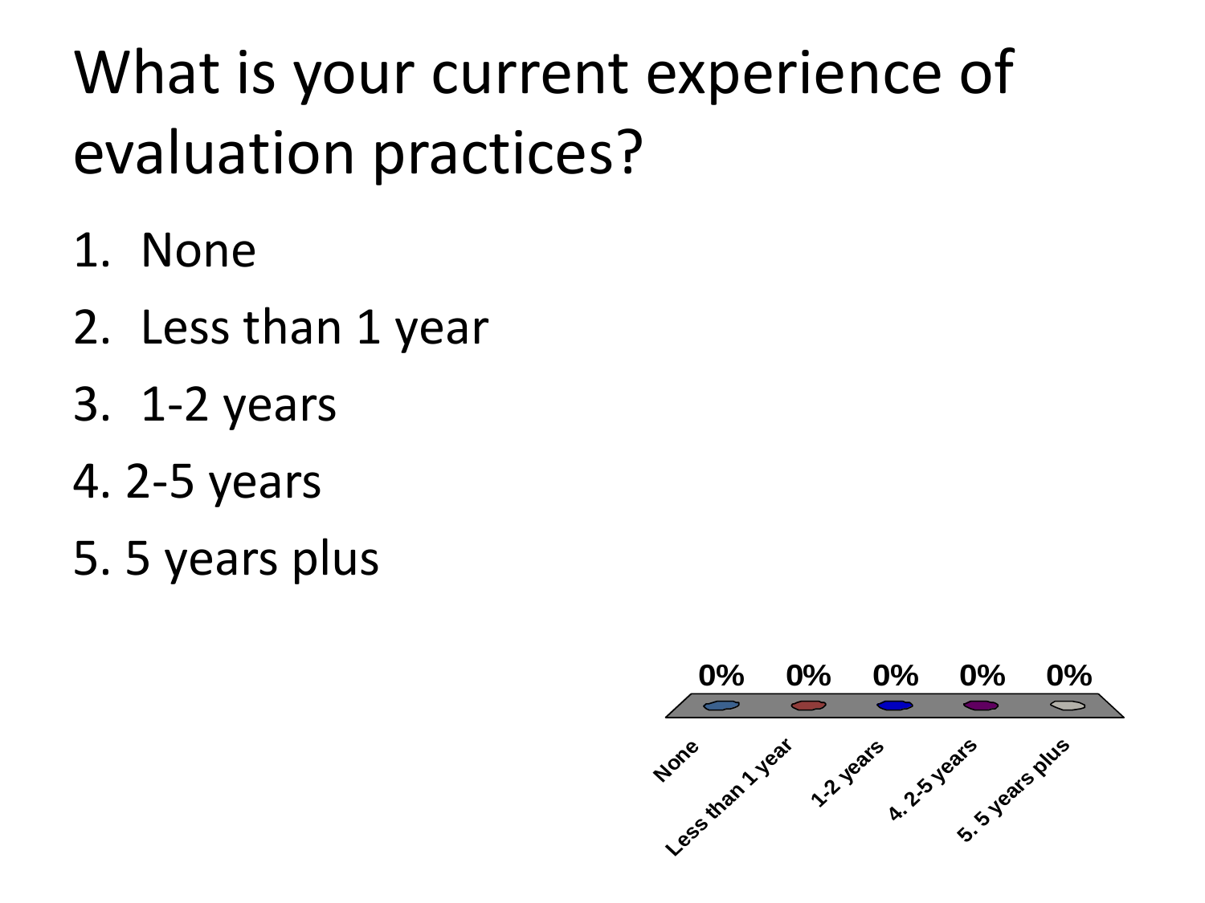# What is your current experience of evaluation practices?

1. None
2. Less than 1 year
3. 1-2 years
4. 2-5 years
5. 5 years plus

| None | Less than 1 year | 1-2 years | 4. 2-5 years | 5. 5 years plus |
|---|---|---|---|---|
| 0% | 0% | 0% | 0% | 0% |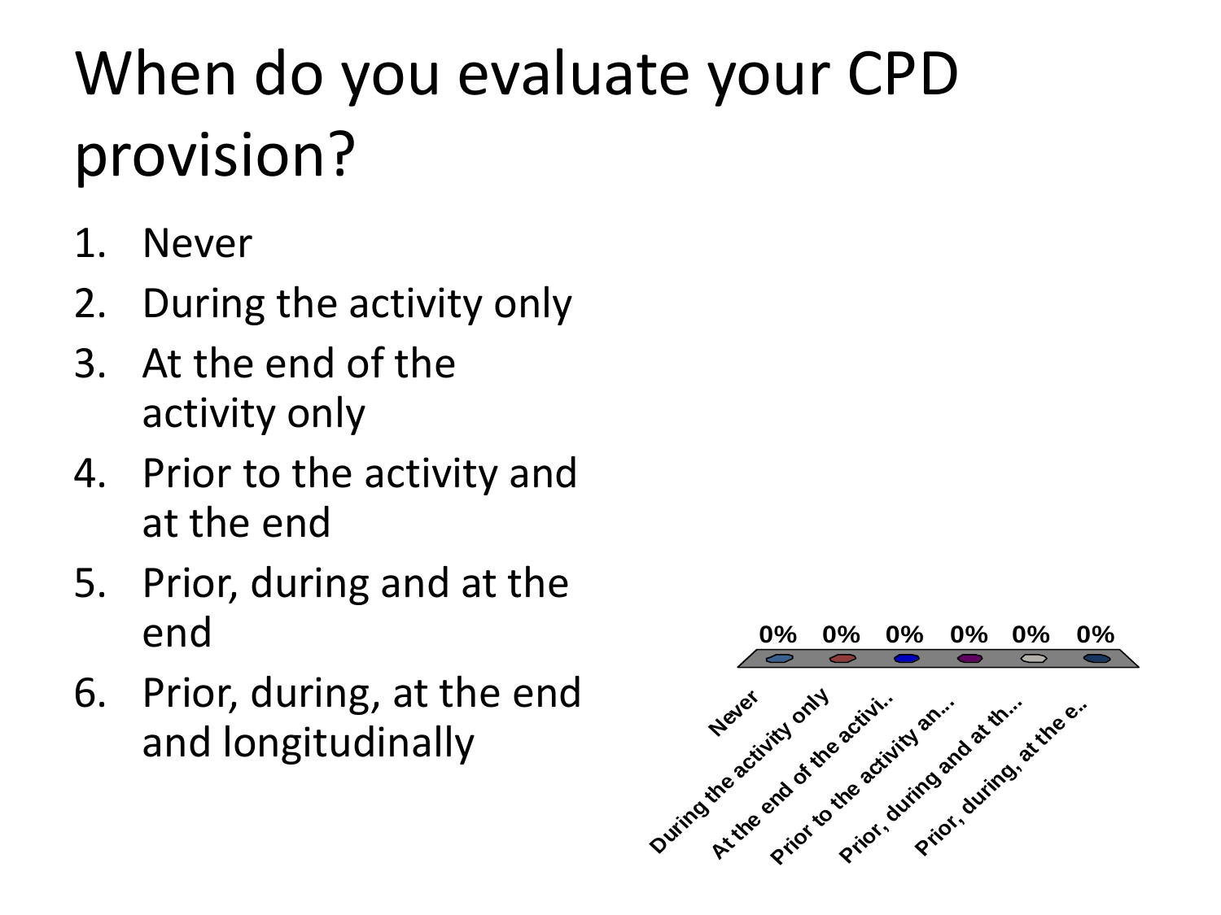# When do you evaluate your CPD provision?

1. Never
2. During the activity only
3. At the end of the activity only
4. Prior to the activity and at the end
5. Prior, during and at the end
6. Prior, during, at the end and longitudinally

| Never | During the activity only | At the end of the activi.. | Prior to the activity an... | Prior, during and at th... | Prior, during, at the e.. |
|---|---|---|---|---|---|
| 0% | 0% | 0% | 0% | 0% | 0% |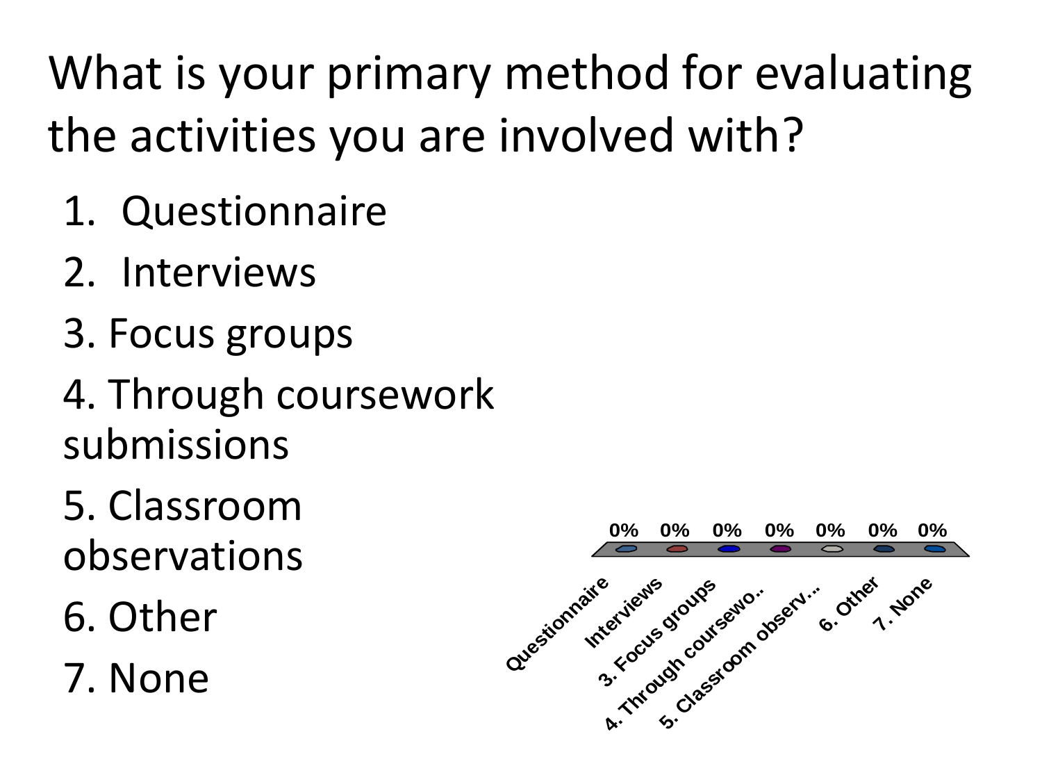# What is your primary method for evaluating the activities you are involved with?

1. Questionnaire
2. Interviews
3. Focus groups
4. Through coursework submissions
5. Classroom observations
6. Other
7. None

| Questionnaire | Interviews | 3. Focus groups | 4. Through coursewo.. | 5. Classroom observ... | 6. Other | 7. None |
|---|---|---|---|---|---|---|
| 0% | 0% | 0% | 0% | 0% | 0% | 0% |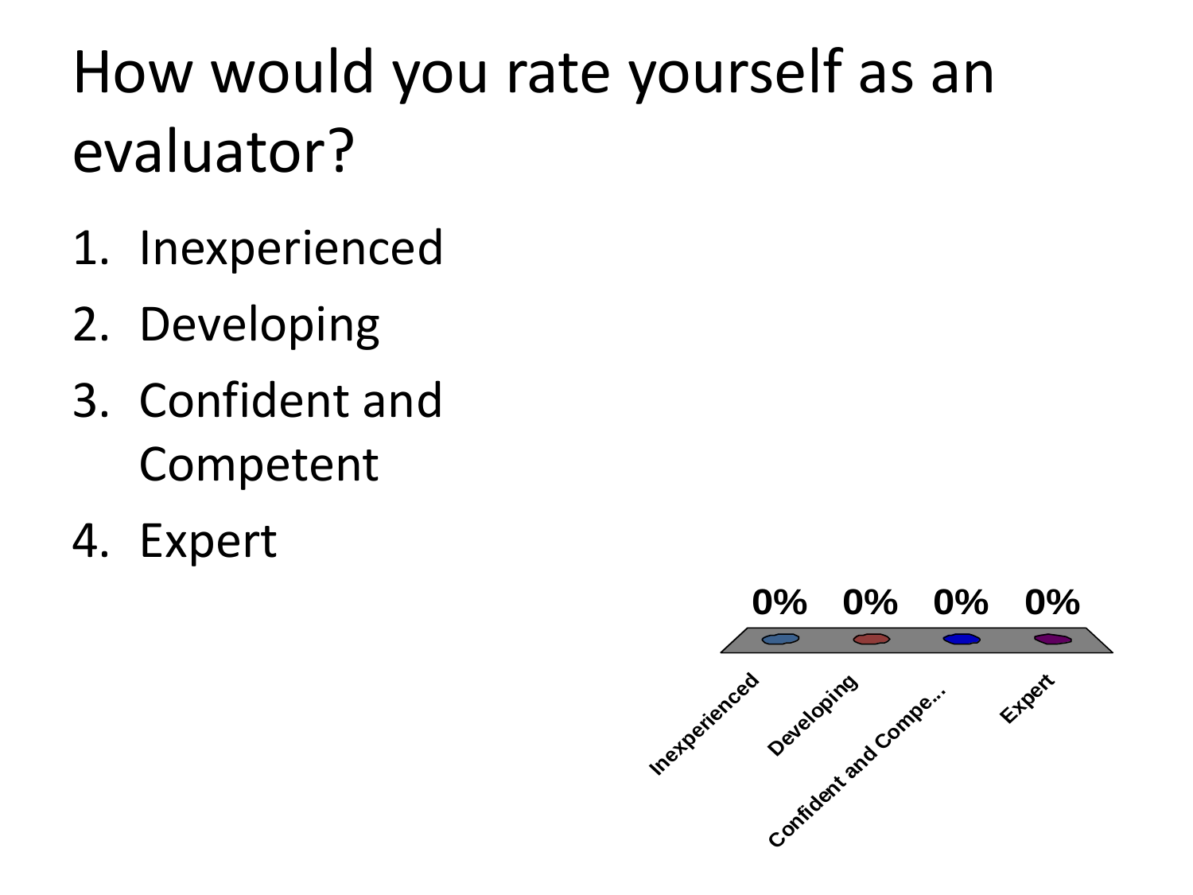# How would you rate yourself as an evaluator?

1. Inexperienced
2. Developing
3. Confident and Competent
4. Expert

| Inexperienced | Developing | Confident and Compe... | Expert |
| --- | --- | --- | --- |
| 0% | 0% | 0% | 0% |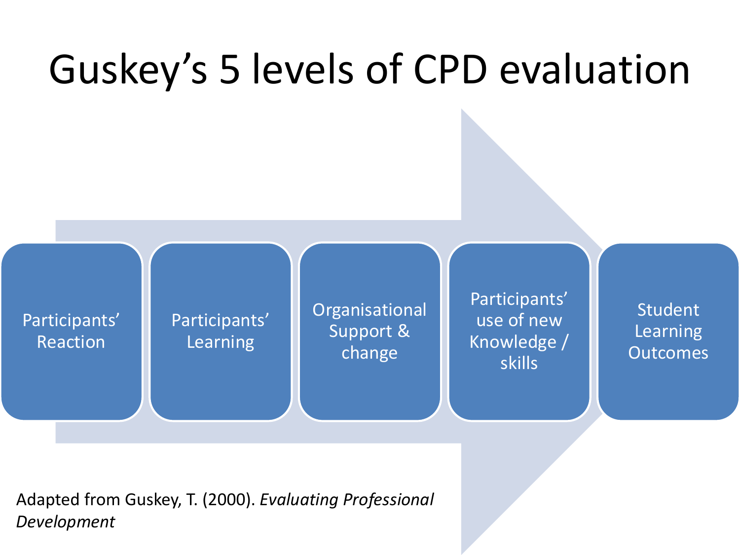# Guskey's 5 levels of CPD evaluation

1. Participants' Reaction
2. Participants' Learning
3. Organisational Support & change
4. Participants' use of new Knowledge / skills
5. Student Learning Outcomes

Adapted from Guskey, T. (2000). *Evaluating Professional Development*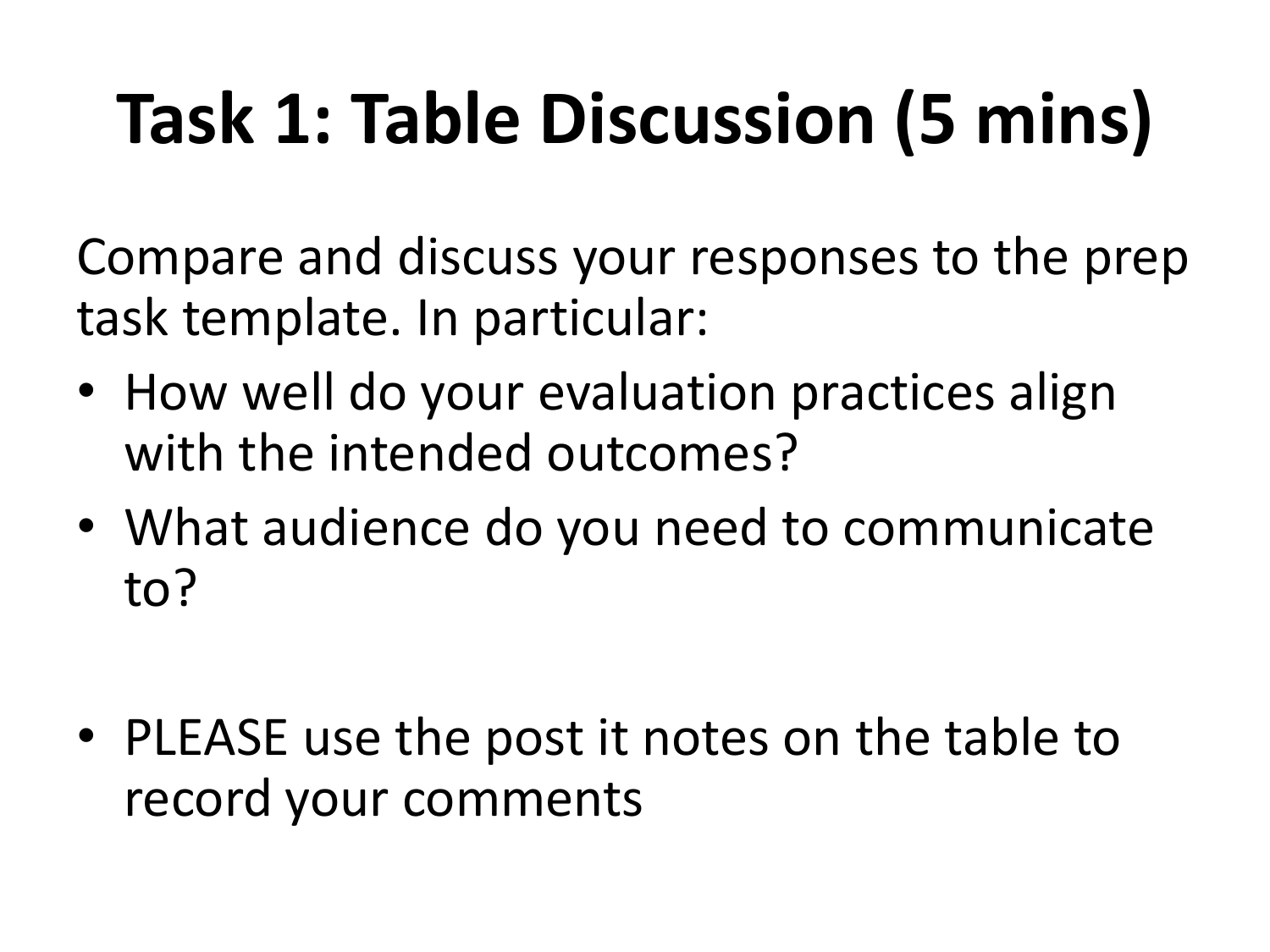# Task 1: Table Discussion (5 mins)

Compare and discuss your responses to the prep task template. In particular:

- How well do your evaluation practices align with the intended outcomes?
- What audience do you need to communicate to?

- PLEASE use the post it notes on the table to record your comments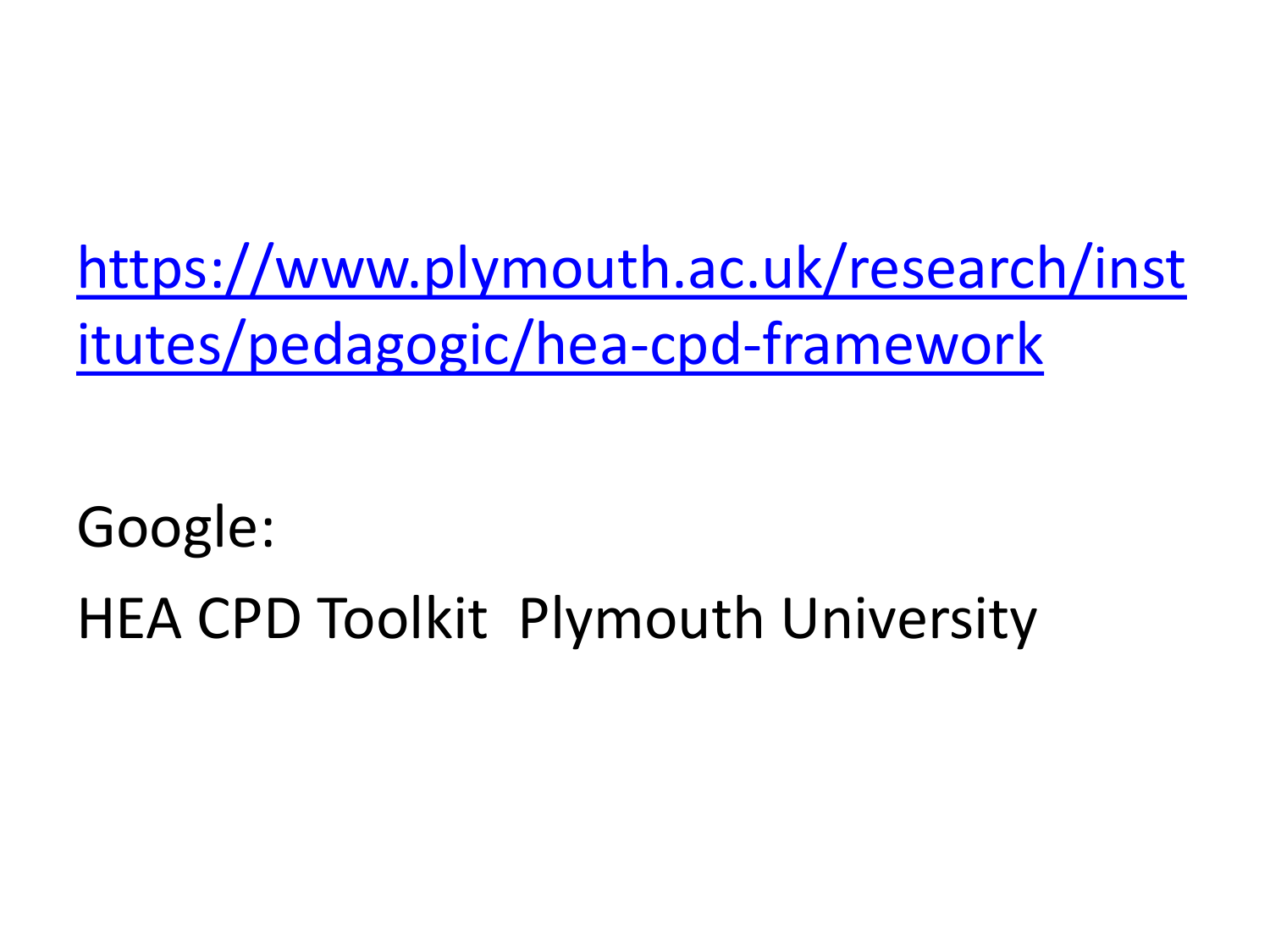[https://www.plymouth.ac.uk/research/institutes/pedagogic/hea-cpd-framework](https://www.plymouth.ac.uk/research/institutes/pedagogic/hea-cpd-framework)

Google:

HEA CPD Toolkit  Plymouth University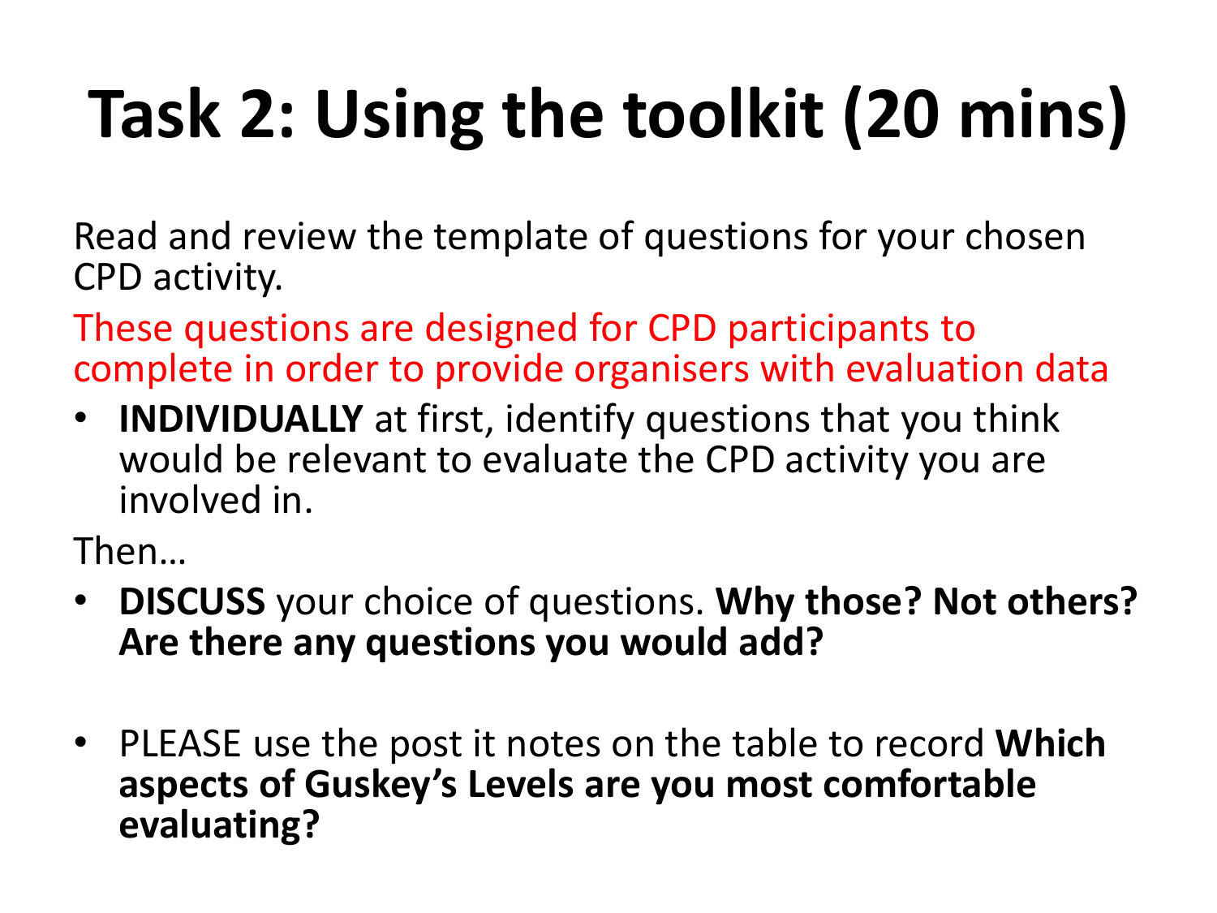# Task 2: Using the toolkit (20 mins)

Read and review the template of questions for your chosen CPD activity.

These questions are designed for CPD participants to complete in order to provide organisers with evaluation data

- **INDIVIDUALLY** at first, identify questions that you think would be relevant to evaluate the CPD activity you are involved in.

Then…

- **DISCUSS** your choice of questions. **Why those? Not others? Are there any questions you would add?**

- PLEASE use the post it notes on the table to record **Which aspects of Guskey's Levels are you most comfortable evaluating?**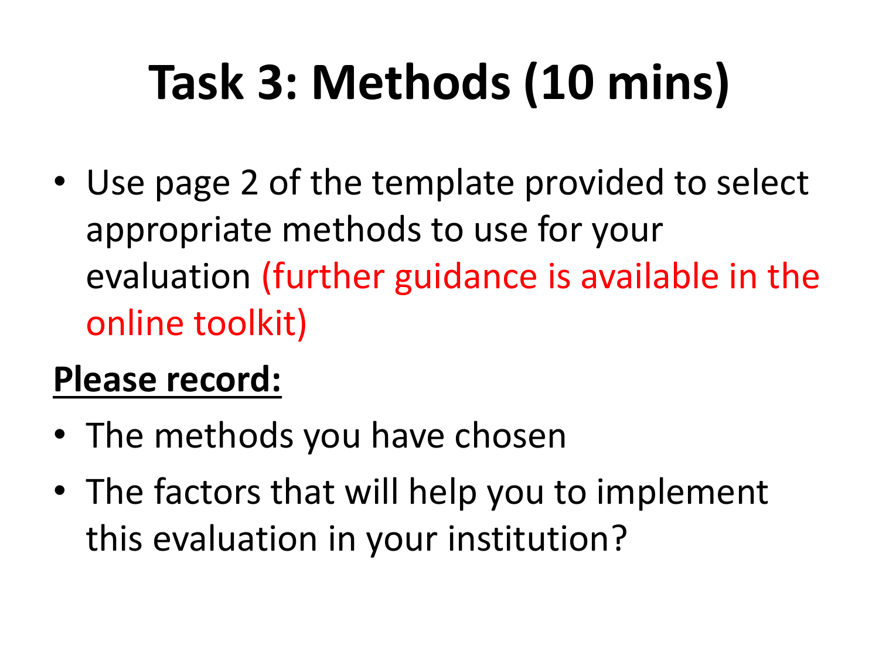# Task 3: Methods (10 mins)

- Use page 2 of the template provided to select appropriate methods to use for your evaluation (further guidance is available in the online toolkit)

**Please record:**

- The methods you have chosen
- The factors that will help you to implement this evaluation in your institution?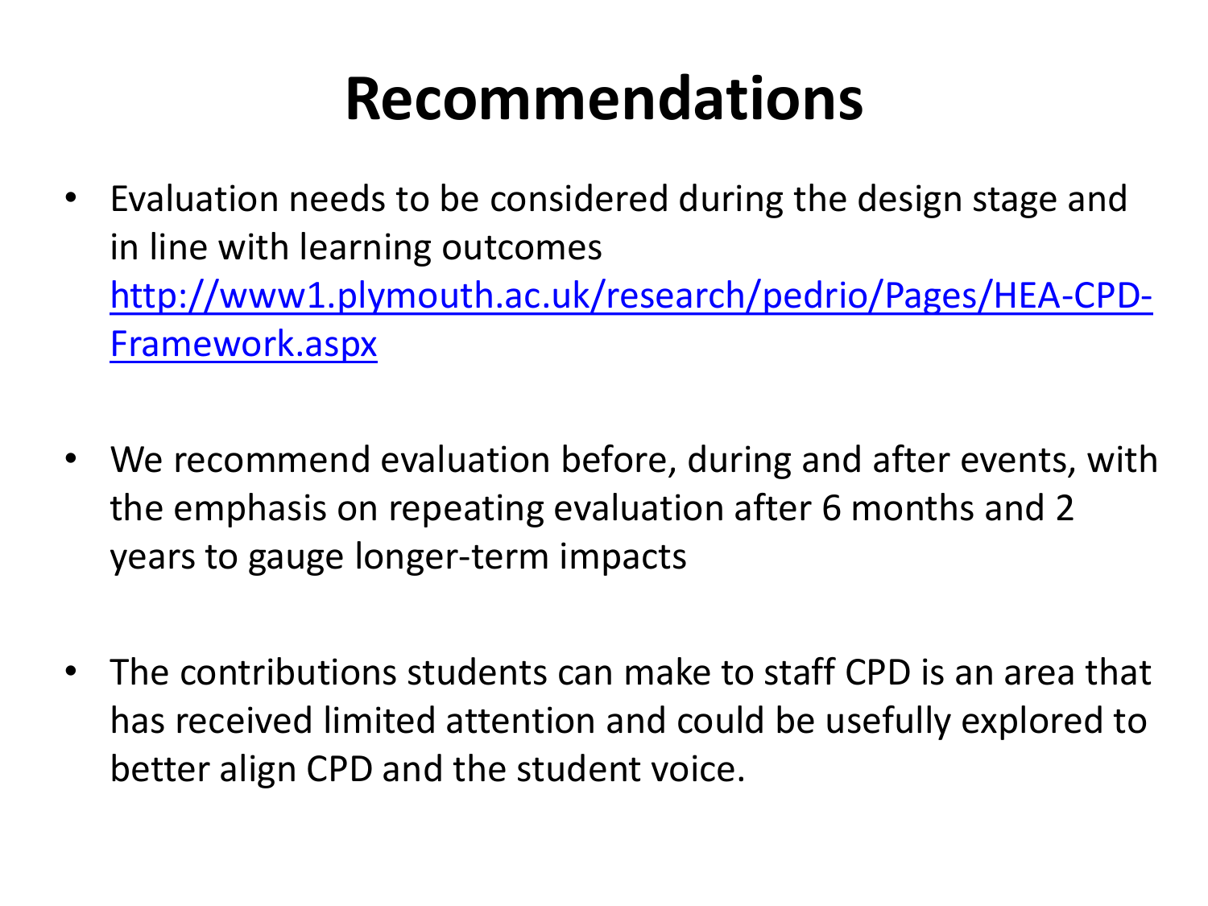# Recommendations

- Evaluation needs to be considered during the design stage and in line with learning outcomes [http://www1.plymouth.ac.uk/research/pedrio/Pages/HEA-CPD-Framework.aspx](http://www1.plymouth.ac.uk/research/pedrio/Pages/HEA-CPD-Framework.aspx)

- We recommend evaluation before, during and after events, with the emphasis on repeating evaluation after 6 months and 2 years to gauge longer-term impacts

- The contributions students can make to staff CPD is an area that has received limited attention and could be usefully explored to better align CPD and the student voice.